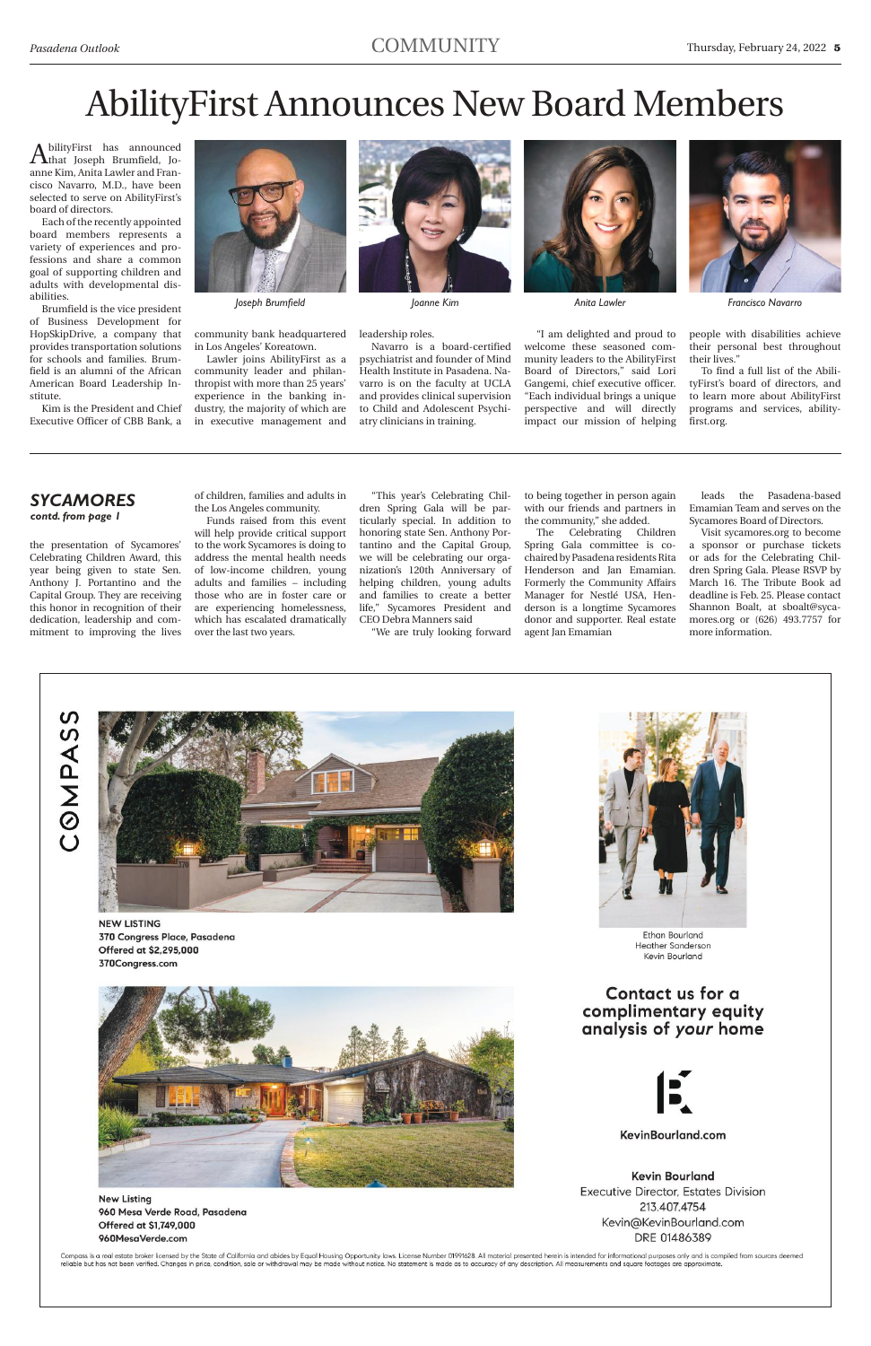# AbilityFirst Announces New Board Members

AbilityFirst has announced that Joseph Brumfield, Joanne Kim, Anita Lawler and Francisco Navarro, M.D., have been selected to serve on AbilityFirst's board of directors.

Each of the recently appointed board members represents a variety of experiences and professions and share a common goal of supporting children and adults with developmental disabilities.

Brumfield is the vice president of Business Development for HopSkipDrive, a company that provides transportation solutions for schools and families. Brumfield is an alumni of the African American Board Leadership Institute.

Kim is the President and Chief Executive Officer of CBB Bank, a community bank headquartered in Los Angeles' Koreatown.

Lawler joins AbilityFirst as a community leader and philanthropist with more than 25 years' experience in the banking industry, the majority of which are in executive management and leadership roles.

Navarro is a board-certified psychiatrist and founder of Mind Health Institute in Pasadena. Navarro is on the faculty at UCLA and provides clinical supervision to Child and Adolescent Psychiatry clinicians in training.

"I am delighted and proud to welcome these seasoned community leaders to the AbilityFirst Board of Directors," said Lori Gangemi, chief executive officer. "Each individual brings a unique perspective and will directly impact our mission of helping people with disabilities achieve their personal best throughout their lives."

To find a full list of the AbilityFirst's board of directors, and to learn more about AbilityFirst programs and services, abilityfirst.org.

*Joseph Brumfield*

*Joanne Kim*

*Anita Lawler*

*Francisco Navarro*

---

## SYCAMORES

***contd. from page 1***

the presentation of Sycamores' Celebrating Children Award, this year being given to state Sen. Anthony J. Portantino and the Capital Group. They are receiving this honor in recognition of their dedication, leadership and commitment to improving the lives of children, families and adults in the Los Angeles community.

Funds raised from this event will help provide critical support to the work Sycamores is doing to address the mental health needs of low-income children, young adults and families – including those who are in foster care or are experiencing homelessness, which has escalated dramatically over the last two years.

"This year's Celebrating Children Spring Gala will be particularly special. In addition to honoring state Sen. Anthony Portantino and the Capital Group, we will be celebrating our organization's 120th Anniversary of helping children, young adults and families to create a better life," Sycamores President and CEO Debra Manners said

"We are truly looking forward to being together in person again with our friends and partners in the community," she added.

The Celebrating Children Spring Gala committee is co-chaired by Pasadena residents Rita Henderson and Jan Emamian. Formerly the Community Affairs Manager for Nestlé USA, Henderson is a longtime Sycamores donor and supporter. Real estate agent Jan Emamian leads the Pasadena-based Emamian Team and serves on the Sycamores Board of Directors.

Visit sycamores.org to become a sponsor or purchase tickets or ads for the Celebrating Children Spring Gala. Please RSVP by March 16. The Tribute Book ad deadline is Feb. 25. Please contact Shannon Boalt, at sboalt@sycamores.org or (626) 493.7757 for more information.

---

COMPASS

**NEW LISTING**
**370 Congress Place, Pasadena**
**Offered at $2,295,000**
**370Congress.com**

**New Listing**
**960 Mesa Verde Road, Pasadena**
**Offered at $1,749,000**
**960MesaVerde.com**

Ethan Bourland
Heather Sanderson
Kevin Bourland

**Contact us for a complimentary equity analysis of *your* home**

**KevinBourland.com**

**Kevin Bourland**
Executive Director, Estates Division
213.407.4754
Kevin@KevinBourland.com
DRE 01486389

Compass is a real estate broker licensed by the State of California and abides by Equal Housing Opportunity laws. License Number 01991628. All material presented herein is intended for informational purposes only and is compiled from sources deemed reliable but has not been verified. Changes in price, condition, sale or withdrawal may be made without notice. No statement is made as to accuracy of any description. All measurements and square footages are approximate.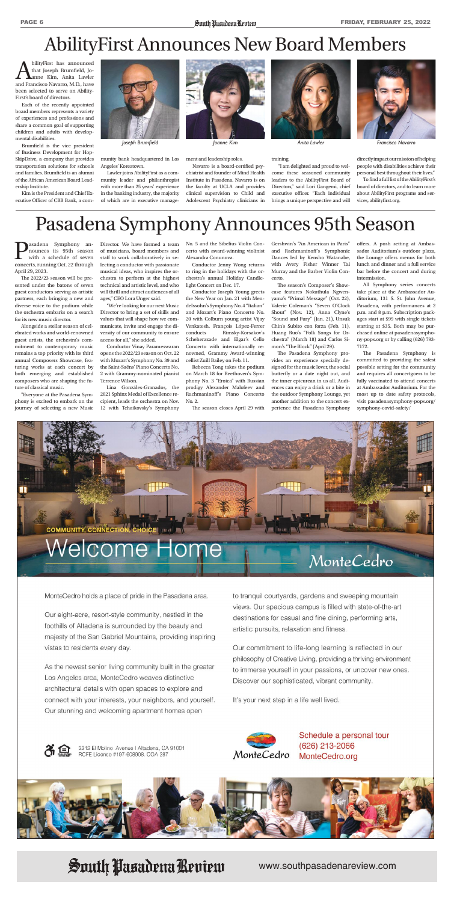# AbilityFirst Announces New Board Members

AbilityFirst has announced that Joseph Brumfield, Joanne Kim, Anita Lawler and Francisco Navarro, M.D., have been selected to serve on AbilityFirst's board of directors.

Each of the recently appointed board members represents a variety of experiences and professions and share a common goal of supporting children and adults with developmental disabilities.

Brumfield is the vice president of Business Development for HopSkipDrive, a company that provides transportation solutions for schools and families. Brumfield is an alumni of the African American Board Leadership Institute.

Kim is the President and Chief Executive Officer of CBB Bank, a community bank headquartered in Los Angeles' Koreatown.

Lawler joins AbilityFirst as a community leader and philanthropist with more than 25 years' experience in the banking industry, the majority of which are in executive management and leadership roles.

Navarro is a board-certified psychiatrist and founder of Mind Health Institute in Pasadena. Navarro is on the faculty at UCLA and provides clinical supervision to Child and Adolescent Psychiatry clinicians in training.

"I am delighted and proud to welcome these seasoned community leaders to the AbilityFirst Board of Directors," said Lori Gangemi, chief executive officer. "Each individual brings a unique perspective and will directly impact our mission of helping people with disabilities achieve their personal best throughout their lives."

To find a full list of the AbilityFirst's board of directors, and to learn more about AbilityFirst programs and services, abilityfirst.org.

*Joseph Brumfield*

*Joanne Kim*

*Anita Lawler*

*Francisco Navarro*

# Pasadena Symphony Announces 95th Season

Pasadena Symphony announces its 95th season with a schedule of seven concerts, running Oct. 22 through April 29, 2023.

The 2022/23 season will be presented under the batons of seven guest conductors serving as artistic partners, each bringing a new and diverse voice to the podium while the orchestra embarks on a search for its new music director.

Alongside a stellar season of celebrated works and world-renowned guest artists, the orchestra's commitment to contemporary music remains a top priority with its third annual Composers Showcase, featuring works at each concert by both emerging and established composers who are shaping the future of classical music.

"Everyone at the Pasadena Symphony is excited to embark on the journey of selecting a new Music Director. We have formed a team of musicians, board members and staff to work collaboratively in selecting a conductor with passionate musical ideas, who inspires the orchestra to perform at the highest technical and artistic level, and who will thrill and attract audiences of all ages," CEO Lora Unger said.

"We're looking for our next Music Director to bring a set of skills and values that will shape how we communicate, invite and engage the diversity of our community to ensure access for all," she added.

Conductor Vinay Parameswaran opens the 2022/23 season on Oct. 22 with Mozart's Symphony No. 39 and the Saint-Saëns' Piano Concerto No. 2 with Grammy-nominated pianist Terrence Wilson.

Lina Gonzáles-Granados, the 2021 Sphinx Medal of Excellence recipient, leads the orchestra on Nov. 12 with Tchaikovsky's Symphony No. 5 and the Sibelius Violin Concerto with award-winning violinist Alexandra Conunova.

Conductor Jenny Wong returns to ring in the holidays with the orchestra's annual Holiday Candlelight Concert on Dec. 17.

Conductor Joseph Young greets the New Year on Jan. 21 with Mendelssohn's Symphony No. 4 "Italian" and Mozart's Piano Concerto No. 20 with Colburn young artist Vijay Venkatesh. François López-Ferrer conducts Rimsky-Korsakov's Scheherazade and Elgar's Cello Concerto with internationally renowned, Grammy Award-winning cellist Zuill Bailey on Feb. 11.

Rebecca Tong takes the podium on March 18 for Beethoven's Symphony No. 3 "Eroica" with Russian prodigy Alexander Malofeev and Rachmaninoff's Piano Concerto No. 2.

The season closes April 29 with Gershwin's "An American in Paris" and Rachmaninoff's Symphonic Dances led by Kensho Watanabe, with Avery Fisher Winner Tai Murray and the Barber Violin Concerto.

The season's Composer's Showcase features Nokuthula Ngwenyama's "Primal Message" (Oct. 22), Valerie Coleman's "Seven O'Clock Shout" (Nov. 12), Anna Clyne's "Sound and Fury" (Jan. 21), Unsuk Chin's Subito con forza (Feb. 11), Huang Ruo's "Folk Songs for Orchestra" (March 18) and Carlos Simon's "The Block" (April 29).

The Pasadena Symphony provides an experience specially designed for the music lover, the social butterfly or a date night out, and the inner epicurean in us all. Audiences can enjoy a drink or a bite in the outdoor Symphony Lounge, yet another addition to the concert experience the Pasadena Symphony offers. A posh setting at Ambassador Auditorium's outdoor plaza, the Lounge offers menus for both lunch and dinner and a full service bar before the concert and during intermission.

All Symphony series concerts take place at the Ambassador Auditorium, 131 S. St. John Avenue, Pasadena, with performances at 2 p.m. and 8 p.m. Subscription packages start at $99 with single tickets starting at $35. Both may be purchased online at pasadenasymphony-pops.org or by calling (626) 793-7172.

The Pasadena Symphony is committed to providing the safest possible setting for the community and requires all concertgoers to be fully vaccinated to attend concerts at Ambassador Auditorium. For the most up to date safety protocols, visit pasadenasymphony-pops.org/symphony-covid-safety/

COMMUNITY, CONNECTION, CHOICE

# Welcome Home

MonteCedro

MonteCedro holds a place of pride in the Pasadena area.

Our eight-acre, resort-style community, nestled in the foothills of Altadena is surrounded by the beauty and majesty of the San Gabriel Mountains, providing inspiring vistas to residents every day.

As the newest senior living community built in the greater Los Angeles area, MonteCedro weaves distinctive architectural details with open spaces to explore and connect with your interests, your neighbors, and yourself. Our stunning and welcoming apartment homes open to tranquil courtyards, gardens and sweeping mountain views. Our spacious campus is filled with state-of-the-art destinations for casual and fine dining, performing arts, artistic pursuits, relaxation and fitness.

Our commitment to life-long learning is reflected in our philosophy of Creative Living, providing a thriving environment to immerse yourself in your passions, or uncover new ones. Discover our sophisticated, vibrant community.

It's your next step in a life well lived.

2212 El Molino Avenue | Altadena, CA 91001
RCFE License #197-608908. COA 287

MonteCedro

Schedule a personal tour
(626) 213-2066
MonteCedro.org

South Pasadena Review www.southpasadenareview.com